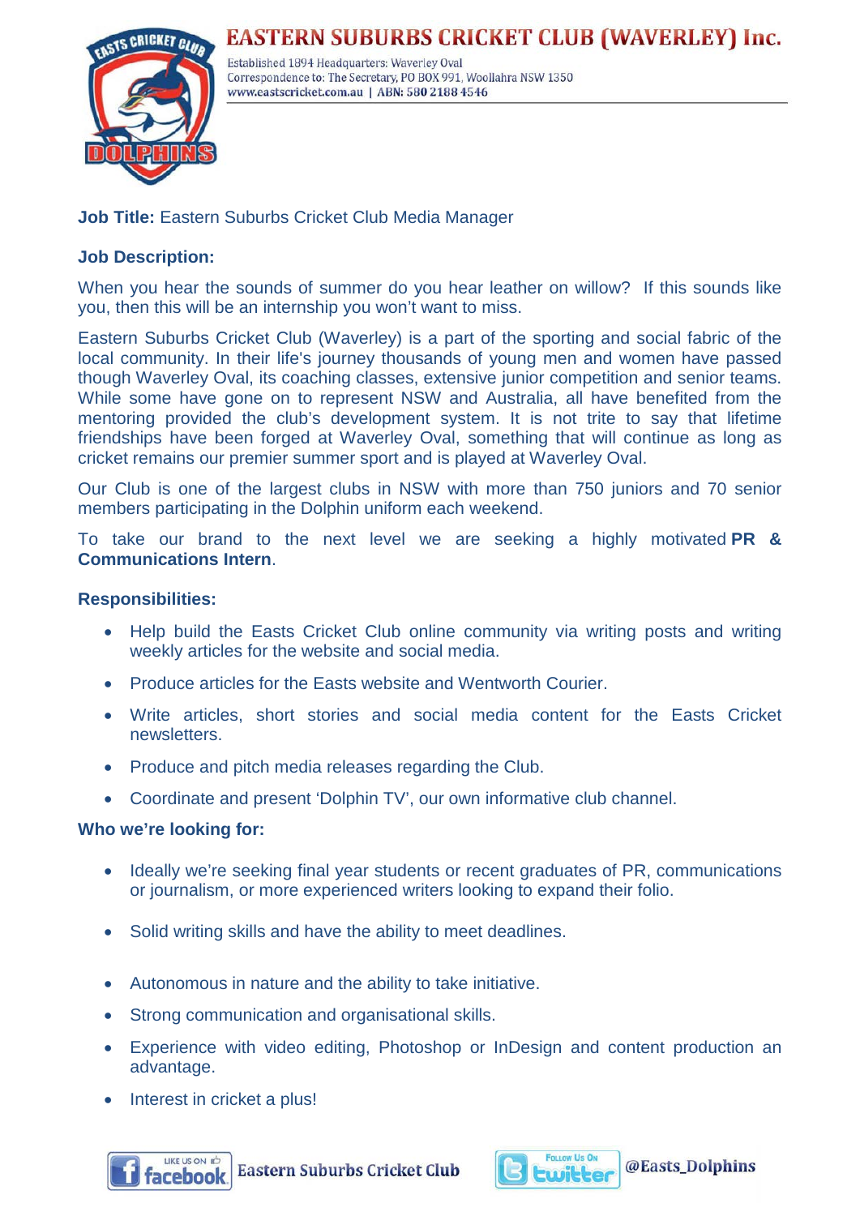# EASTERN SUBURBS CRICKET CLUB (WAVERLEY) Inc.

Established 1894 Headquarters: Waverley Oval
Correspondence to: The Secretary, PO BOX 991, Woollahra NSW 1350
www.eastscricket.com.au | ABN: 580 2188 4546

**Job Title:** Eastern Suburbs Cricket Club Media Manager

**Job Description:**

When you hear the sounds of summer do you hear leather on willow? If this sounds like you, then this will be an internship you won't want to miss.

Eastern Suburbs Cricket Club (Waverley) is a part of the sporting and social fabric of the local community. In their life's journey thousands of young men and women have passed though Waverley Oval, its coaching classes, extensive junior competition and senior teams. While some have gone on to represent NSW and Australia, all have benefited from the mentoring provided the club's development system. It is not trite to say that lifetime friendships have been forged at Waverley Oval, something that will continue as long as cricket remains our premier summer sport and is played at Waverley Oval.

Our Club is one of the largest clubs in NSW with more than 750 juniors and 70 senior members participating in the Dolphin uniform each weekend.

To take our brand to the next level we are seeking a highly motivated **PR & Communications Intern**.

**Responsibilities:**

- Help build the Easts Cricket Club online community via writing posts and writing weekly articles for the website and social media.
- Produce articles for the Easts website and Wentworth Courier.
- Write articles, short stories and social media content for the Easts Cricket newsletters.
- Produce and pitch media releases regarding the Club.
- Coordinate and present 'Dolphin TV', our own informative club channel.

**Who we're looking for:**

- Ideally we're seeking final year students or recent graduates of PR, communications or journalism, or more experienced writers looking to expand their folio.
- Solid writing skills and have the ability to meet deadlines.
- Autonomous in nature and the ability to take initiative.
- Strong communication and organisational skills.
- Experience with video editing, Photoshop or InDesign and content production an advantage.
- Interest in cricket a plus!

Like us on Facebook: Eastern Suburbs Cricket Club | Follow us on Twitter: @Easts_Dolphins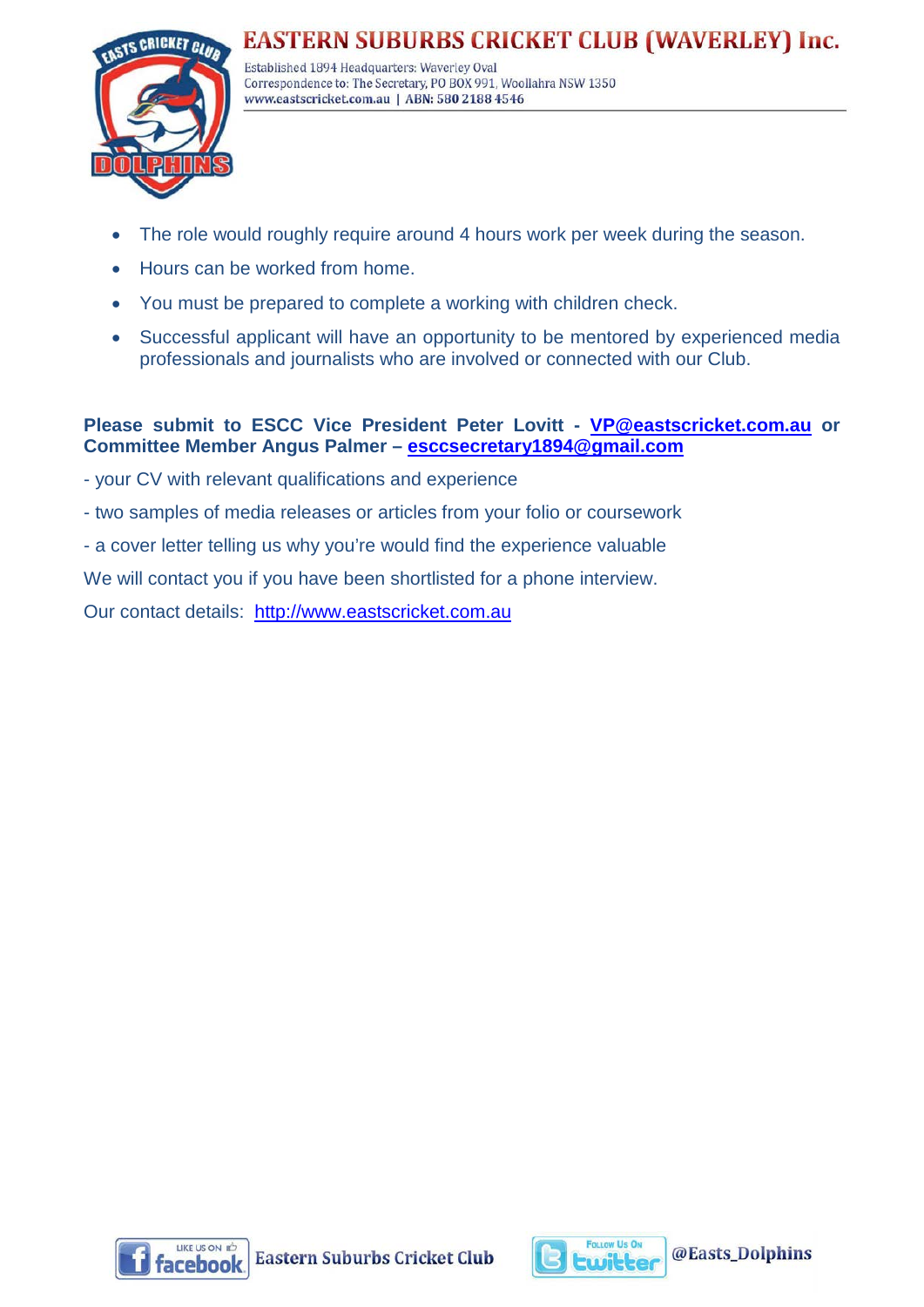- The role would roughly require around 4 hours work per week during the season.
- Hours can be worked from home.
- You must be prepared to complete a working with children check.
- Successful applicant will have an opportunity to be mentored by experienced media professionals and journalists who are involved or connected with our Club.

**Please submit to ESCC Vice President Peter Lovitt - [VP@eastscricket.com.au](mailto:VP@eastscricket.com.au) or Committee Member Angus Palmer – [esccsecretary1894@gmail.com](mailto:esccsecretary1894@gmail.com)**

- your CV with relevant qualifications and experience

- two samples of media releases or articles from your folio or coursework

- a cover letter telling us why you're would find the experience valuable

We will contact you if you have been shortlisted for a phone interview.

Our contact details: [http://www.eastscricket.com.au](http://www.eastscricket.com.au)